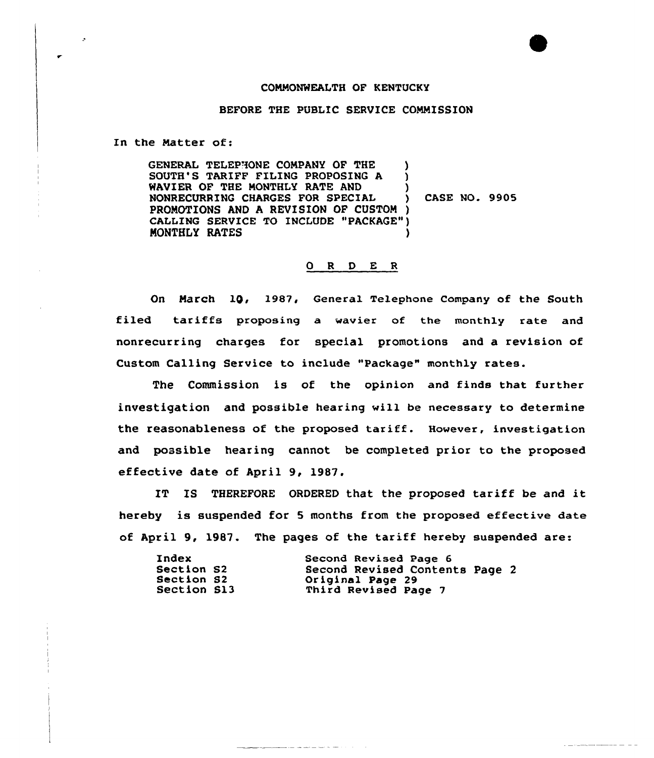COMMONWEALTH OF KENTUCKY

BEFORE THE PUBLIC SERVICE COMMISSION

In the Matter of:

GENERAL TELEPHONE COMPANY OF THE SOUTH'S TARIFF FILING PROPOSING A WAVIER OF THE MONTHLY RATE AND NONRECURRING CHARGES FOR SPECIAL PROMOTIONS AND A REVISION OF CUSTOM CALLING SERVICE TO INCLUDE "PACKAGE" MONTHLY RATES ) CASE NO. 9905

O R D E R

On March 10, 1987, General Telephone Company of the South filed tariffs proposing a wavier of the monthly rate and nonrecurring charges for special promotions and a revision of Custom Calling Service to include "Package" monthly rates.

The Commission is of the opinion and finds that further investigation and possible hearing will be necessary to determine the reasonableness of the proposed tariff. However, investigation and possible hearing cannot be completed prior to the proposed effective date of April 9, 1987.

IT IS THEREFORE ORDERED that the proposed tariff be and it hereby is suspended for 5 months from the proposed effective date of April 9, 1987. The pages of the tariff hereby suspended are:

| | |
|---|---|
| Index | Second Revised Page 6 |
| Section S2 | Second Revised Contents Page 2 |
| Section S2 | Original Page 29 |
| Section S13 | Third Revised Page 7 |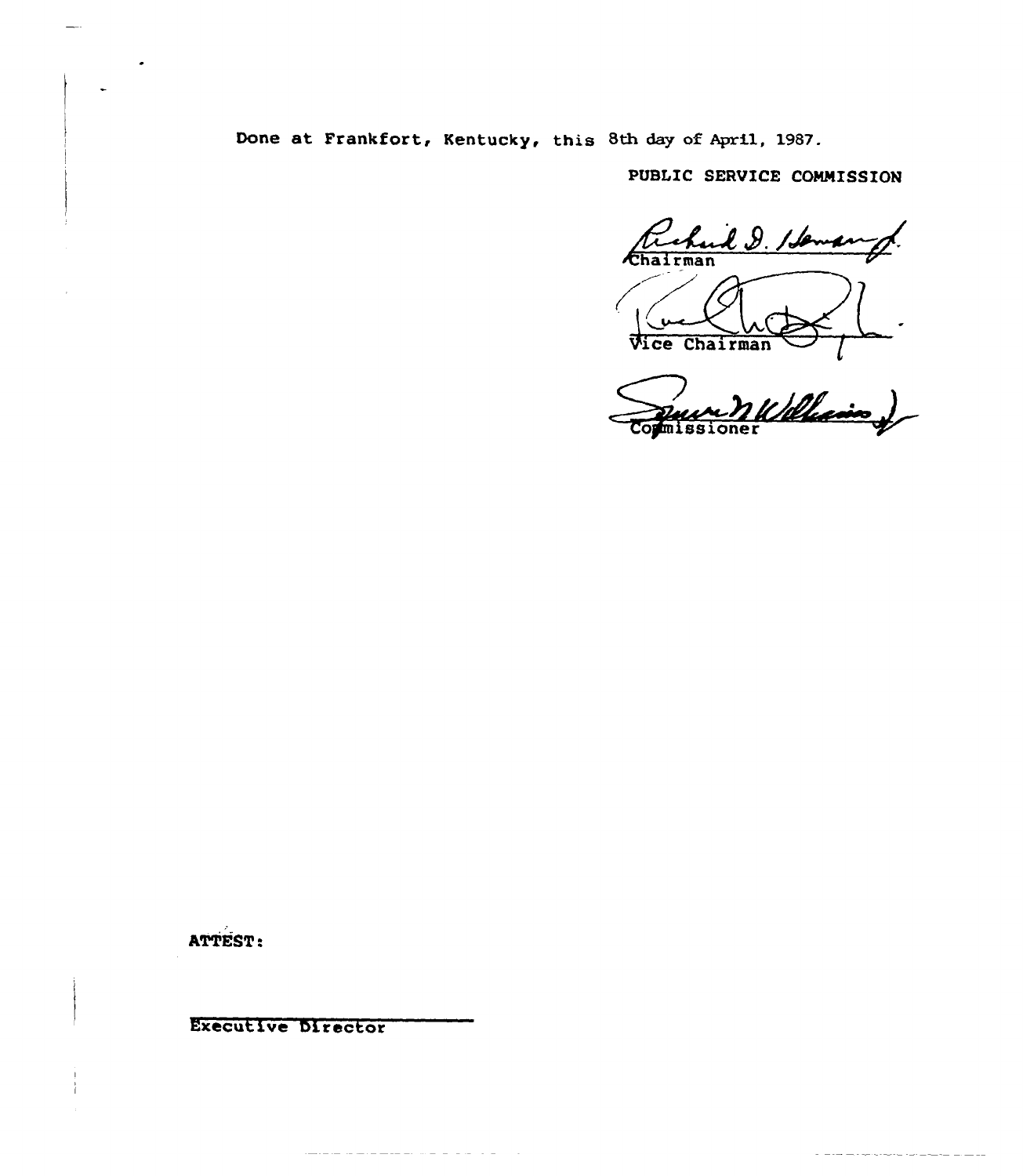Done at Frankfort, Kentucky, this 8th day of April, 1987.

PUBLIC SERVICE COMMISSION

Chairman

Vice Chairman

Commissioner

ATTEST:

Executive Director